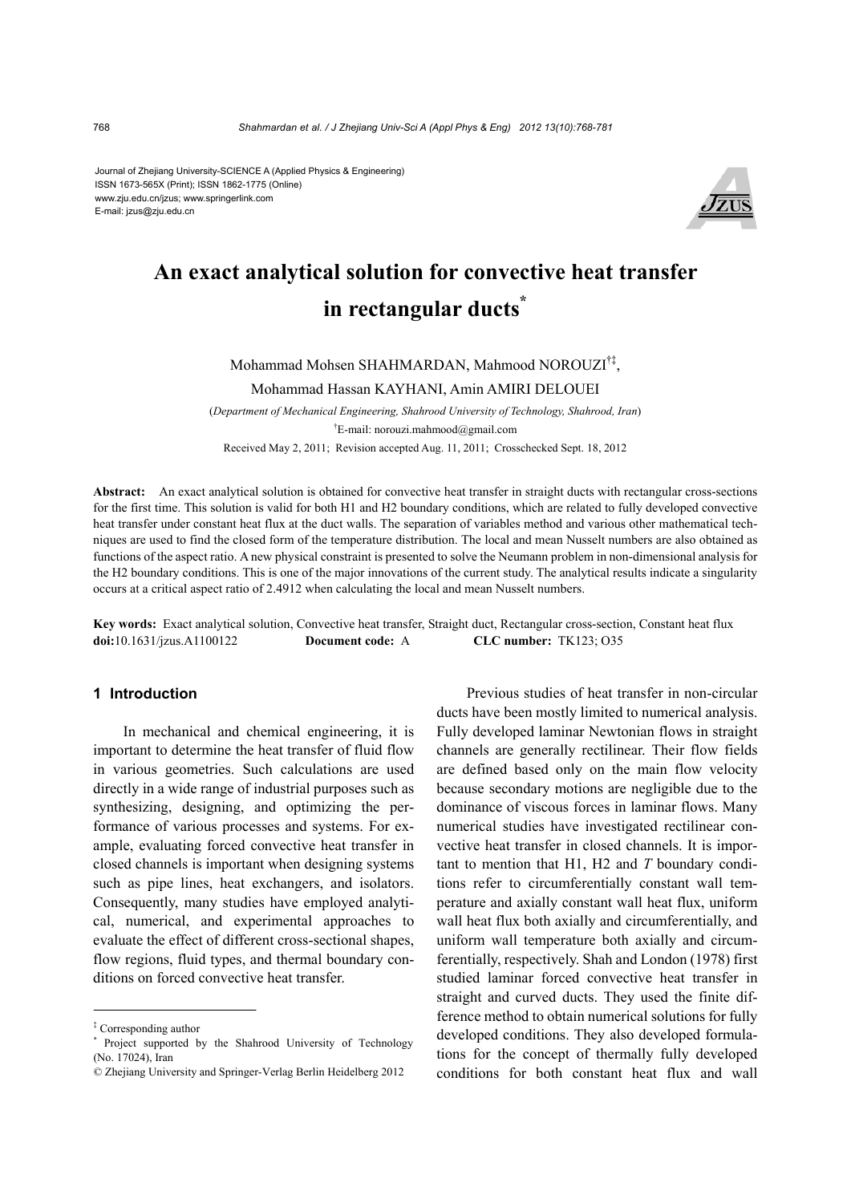Journal of Zhejiang University-SCIENCE A (Applied Physics & Engineering)
ISSN 1673-565X (Print); ISSN 1862-1775 (Online)
www.zju.edu.cn/jzus; www.springerlink.com
E-mail: jzus@zju.edu.cn

# An exact analytical solution for convective heat transfer in rectangular ducts[*]

Mohammad Mohsen SHAHMARDAN, Mahmood NOROUZI[†‡], Mohammad Hassan KAYHANI, Amin AMIRI DELOUEI

(*Department of Mechanical Engineering, Shahrood University of Technology, Shahrood, Iran*)

[†]E-mail: norouzi.mahmood@gmail.com

Received May 2, 2011; Revision accepted Aug. 11, 2011; Crosschecked Sept. 18, 2012

**Abstract:** An exact analytical solution is obtained for convective heat transfer in straight ducts with rectangular cross-sections for the first time. This solution is valid for both H1 and H2 boundary conditions, which are related to fully developed convective heat transfer under constant heat flux at the duct walls. The separation of variables method and various other mathematical techniques are used to find the closed form of the temperature distribution. The local and mean Nusselt numbers are also obtained as functions of the aspect ratio. A new physical constraint is presented to solve the Neumann problem in non-dimensional analysis for the H2 boundary conditions. This is one of the major innovations of the current study. The analytical results indicate a singularity occurs at a critical aspect ratio of 2.4912 when calculating the local and mean Nusselt numbers.

**Key words:** Exact analytical solution, Convective heat transfer, Straight duct, Rectangular cross-section, Constant heat flux
**doi:**10.1631/jzus.A1100122 **Document code:** A **CLC number:** TK123; O35

## 1 Introduction

In mechanical and chemical engineering, it is important to determine the heat transfer of fluid flow in various geometries. Such calculations are used directly in a wide range of industrial purposes such as synthesizing, designing, and optimizing the performance of various processes and systems. For example, evaluating forced convective heat transfer in closed channels is important when designing systems such as pipe lines, heat exchangers, and isolators. Consequently, many studies have employed analytical, numerical, and experimental approaches to evaluate the effect of different cross-sectional shapes, flow regions, fluid types, and thermal boundary conditions on forced convective heat transfer.

Previous studies of heat transfer in non-circular ducts have been mostly limited to numerical analysis. Fully developed laminar Newtonian flows in straight channels are generally rectilinear. Their flow fields are defined based only on the main flow velocity because secondary motions are negligible due to the dominance of viscous forces in laminar flows. Many numerical studies have investigated rectilinear convective heat transfer in closed channels. It is important to mention that H1, H2 and *T* boundary conditions refer to circumferentially constant wall temperature and axially constant wall heat flux, uniform wall heat flux both axially and circumferentially, and uniform wall temperature both axially and circumferentially, respectively. Shah and London (1978) first studied laminar forced convective heat transfer in straight and curved ducts. They used the finite difference method to obtain numerical solutions for fully developed conditions. They also developed formulations for the concept of thermally fully developed conditions for both constant heat flux and wall

---

[‡] Corresponding author

[*] Project supported by the Shahrood University of Technology (No. 17024), Iran

© Zhejiang University and Springer-Verlag Berlin Heidelberg 2012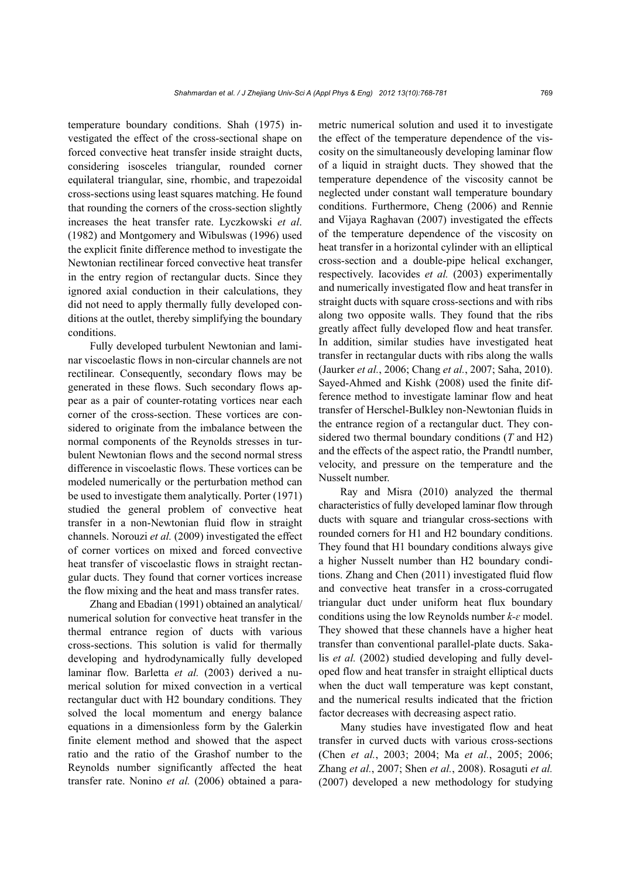temperature boundary conditions. Shah (1975) investigated the effect of the cross-sectional shape on forced convective heat transfer inside straight ducts, considering isosceles triangular, rounded corner equilateral triangular, sine, rhombic, and trapezoidal cross-sections using least squares matching. He found that rounding the corners of the cross-section slightly increases the heat transfer rate. Lyczkowski *et al*. (1982) and Montgomery and Wibulswas (1996) used the explicit finite difference method to investigate the Newtonian rectilinear forced convective heat transfer in the entry region of rectangular ducts. Since they ignored axial conduction in their calculations, they did not need to apply thermally fully developed conditions at the outlet, thereby simplifying the boundary conditions.

Fully developed turbulent Newtonian and laminar viscoelastic flows in non-circular channels are not rectilinear. Consequently, secondary flows may be generated in these flows. Such secondary flows appear as a pair of counter-rotating vortices near each corner of the cross-section. These vortices are considered to originate from the imbalance between the normal components of the Reynolds stresses in turbulent Newtonian flows and the second normal stress difference in viscoelastic flows. These vortices can be modeled numerically or the perturbation method can be used to investigate them analytically. Porter (1971) studied the general problem of convective heat transfer in a non-Newtonian fluid flow in straight channels. Norouzi *et al.* (2009) investigated the effect of corner vortices on mixed and forced convective heat transfer of viscoelastic flows in straight rectangular ducts. They found that corner vortices increase the flow mixing and the heat and mass transfer rates.

Zhang and Ebadian (1991) obtained an analytical/numerical solution for convective heat transfer in the thermal entrance region of ducts with various cross-sections. This solution is valid for thermally developing and hydrodynamically fully developed laminar flow. Barletta *et al.* (2003) derived a numerical solution for mixed convection in a vertical rectangular duct with H2 boundary conditions. They solved the local momentum and energy balance equations in a dimensionless form by the Galerkin finite element method and showed that the aspect ratio and the ratio of the Grashof number to the Reynolds number significantly affected the heat transfer rate. Nonino *et al.* (2006) obtained a parametric numerical solution and used it to investigate the effect of the temperature dependence of the viscosity on the simultaneously developing laminar flow of a liquid in straight ducts. They showed that the temperature dependence of the viscosity cannot be neglected under constant wall temperature boundary conditions. Furthermore, Cheng (2006) and Rennie and Vijaya Raghavan (2007) investigated the effects of the temperature dependence of the viscosity on heat transfer in a horizontal cylinder with an elliptical cross-section and a double-pipe helical exchanger, respectively. Iacovides *et al.* (2003) experimentally and numerically investigated flow and heat transfer in straight ducts with square cross-sections and with ribs along two opposite walls. They found that the ribs greatly affect fully developed flow and heat transfer. In addition, similar studies have investigated heat transfer in rectangular ducts with ribs along the walls (Jaurker *et al.*, 2006; Chang *et al.*, 2007; Saha, 2010). Sayed-Ahmed and Kishk (2008) used the finite difference method to investigate laminar flow and heat transfer of Herschel-Bulkley non-Newtonian fluids in the entrance region of a rectangular duct. They considered two thermal boundary conditions ($T$ and H2) and the effects of the aspect ratio, the Prandtl number, velocity, and pressure on the temperature and the Nusselt number.

Ray and Misra (2010) analyzed the thermal characteristics of fully developed laminar flow through ducts with square and triangular cross-sections with rounded corners for H1 and H2 boundary conditions. They found that H1 boundary conditions always give a higher Nusselt number than H2 boundary conditions. Zhang and Chen (2011) investigated fluid flow and convective heat transfer in a cross-corrugated triangular duct under uniform heat flux boundary conditions using the low Reynolds number $k$-$\varepsilon$ model. They showed that these channels have a higher heat transfer than conventional parallel-plate ducts. Sakalis *et al.* (2002) studied developing and fully developed flow and heat transfer in straight elliptical ducts when the duct wall temperature was kept constant, and the numerical results indicated that the friction factor decreases with decreasing aspect ratio.

Many studies have investigated flow and heat transfer in curved ducts with various cross-sections (Chen *et al.*, 2003; 2004; Ma *et al.*, 2005; 2006; Zhang *et al.*, 2007; Shen *et al.*, 2008). Rosaguti *et al.* (2007) developed a new methodology for studying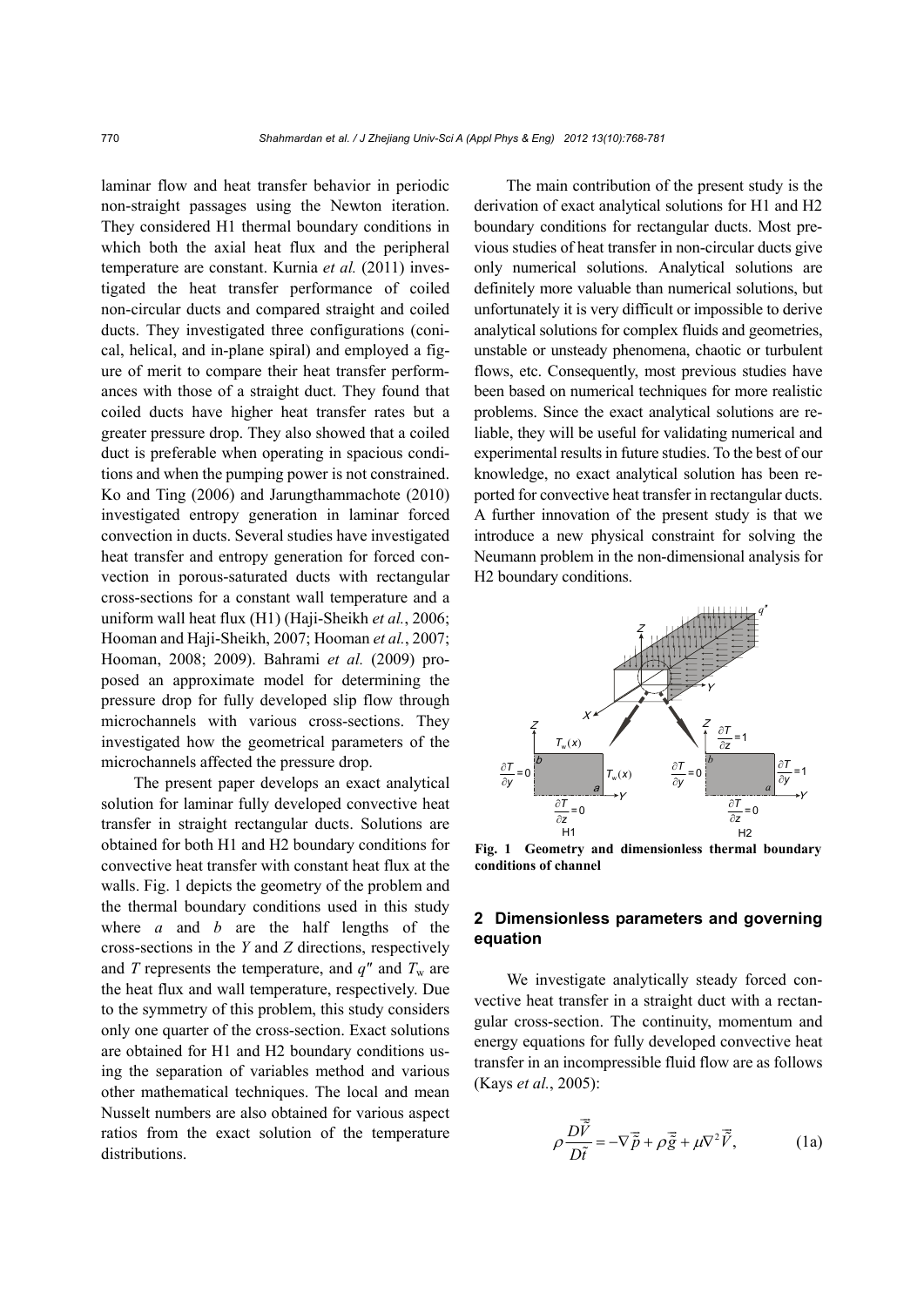laminar flow and heat transfer behavior in periodic non-straight passages using the Newton iteration. They considered H1 thermal boundary conditions in which both the axial heat flux and the peripheral temperature are constant. Kurnia *et al.* (2011) investigated the heat transfer performance of coiled non-circular ducts and compared straight and coiled ducts. They investigated three configurations (conical, helical, and in-plane spiral) and employed a figure of merit to compare their heat transfer performances with those of a straight duct. They found that coiled ducts have higher heat transfer rates but a greater pressure drop. They also showed that a coiled duct is preferable when operating in spacious conditions and when the pumping power is not constrained. Ko and Ting (2006) and Jarungthammachote (2010) investigated entropy generation in laminar forced convection in ducts. Several studies have investigated heat transfer and entropy generation for forced convection in porous-saturated ducts with rectangular cross-sections for a constant wall temperature and a uniform wall heat flux (H1) (Haji-Sheikh *et al.*, 2006; Hooman and Haji-Sheikh, 2007; Hooman *et al.*, 2007; Hooman, 2008; 2009). Bahrami *et al.* (2009) proposed an approximate model for determining the pressure drop for fully developed slip flow through microchannels with various cross-sections. They investigated how the geometrical parameters of the microchannels affected the pressure drop.

The present paper develops an exact analytical solution for laminar fully developed convective heat transfer in straight rectangular ducts. Solutions are obtained for both H1 and H2 boundary conditions for convective heat transfer with constant heat flux at the walls. Fig. 1 depicts the geometry of the problem and the thermal boundary conditions used in this study where $a$ and $b$ are the half lengths of the cross-sections in the $Y$ and $Z$ directions, respectively and $T$ represents the temperature, and $q''$ and $T_w$ are the heat flux and wall temperature, respectively. Due to the symmetry of this problem, this study considers only one quarter of the cross-section. Exact solutions are obtained for H1 and H2 boundary conditions using the separation of variables method and various other mathematical techniques. The local and mean Nusselt numbers are also obtained for various aspect ratios from the exact solution of the temperature distributions.

The main contribution of the present study is the derivation of exact analytical solutions for H1 and H2 boundary conditions for rectangular ducts. Most previous studies of heat transfer in non-circular ducts give only numerical solutions. Analytical solutions are definitely more valuable than numerical solutions, but unfortunately it is very difficult or impossible to derive analytical solutions for complex fluids and geometries, unstable or unsteady phenomena, chaotic or turbulent flows, etc. Consequently, most previous studies have been based on numerical techniques for more realistic problems. Since the exact analytical solutions are reliable, they will be useful for validating numerical and experimental results in future studies. To the best of our knowledge, no exact analytical solution has been reported for convective heat transfer in rectangular ducts. A further innovation of the present study is that we introduce a new physical constraint for solving the Neumann problem in the non-dimensional analysis for H2 boundary conditions.

**Fig. 1 Geometry and dimensionless thermal boundary conditions of channel**

## 2 Dimensionless parameters and governing equation

We investigate analytically steady forced convective heat transfer in a straight duct with a rectangular cross-section. The continuity, momentum and energy equations for fully developed convective heat transfer in an incompressible fluid flow are as follows (Kays *et al.*, 2005):

$$\rho \frac{D\vec{\tilde{V}}}{D\tilde{t}} = -\nabla \vec{\tilde{p}} + \rho \vec{\tilde{g}} + \mu \nabla^2 \vec{\tilde{V}}, \tag{1a}$$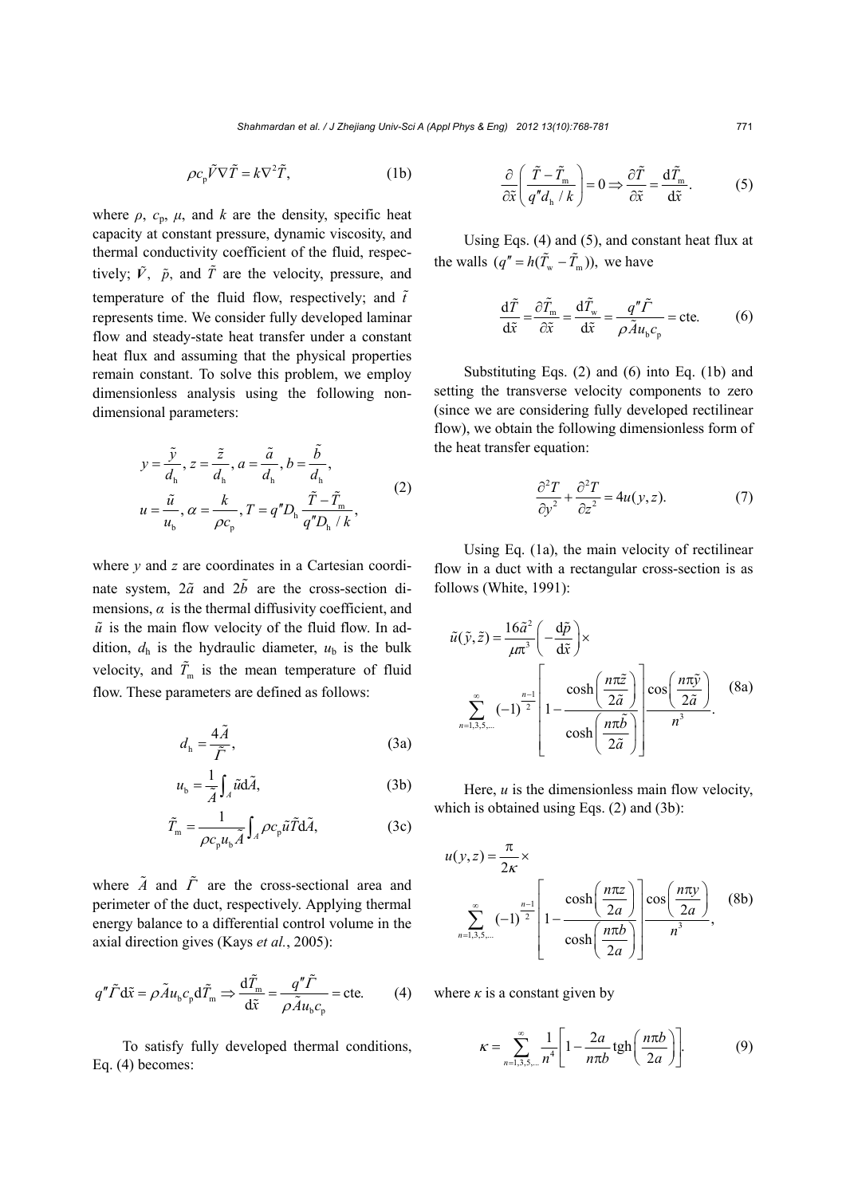$$\rho c_{\mathrm{p}} \tilde{V} \nabla \tilde{T} = k \nabla^2 \tilde{T}, \tag{1b}$$

where $\rho$, $c_{\mathrm{p}}$, $\mu$, and $k$ are the density, specific heat capacity at constant pressure, dynamic viscosity, and thermal conductivity coefficient of the fluid, respectively; $\tilde{V}$, $\tilde{p}$, and $\tilde{T}$ are the velocity, pressure, and temperature of the fluid flow, respectively; and $\tilde{t}$ represents time. We consider fully developed laminar flow and steady-state heat transfer under a constant heat flux and assuming that the physical properties remain constant. To solve this problem, we employ dimensionless analysis using the following non-dimensional parameters:

$$\begin{aligned} &y = \frac{\tilde{y}}{d_{\mathrm{h}}},\ z = \frac{\tilde{z}}{d_{\mathrm{h}}},\ a = \frac{\tilde{a}}{d_{\mathrm{h}}},\ b = \frac{\tilde{b}}{d_{\mathrm{h}}}, \\ &u = \frac{\tilde{u}}{u_{\mathrm{b}}},\ \alpha = \frac{k}{\rho c_{\mathrm{p}}},\ T = q'' D_{\mathrm{h}} \frac{\tilde{T} - \tilde{T}_{\mathrm{m}}}{q'' D_{\mathrm{h}} / k}, \end{aligned} \tag{2}$$

where $y$ and $z$ are coordinates in a Cartesian coordinate system, $2\tilde{a}$ and $2\tilde{b}$ are the cross-section dimensions, $\alpha$ is the thermal diffusivity coefficient, and $\tilde{u}$ is the main flow velocity of the fluid flow. In addition, $d_{\mathrm{h}}$ is the hydraulic diameter, $u_{\mathrm{b}}$ is the bulk velocity, and $\tilde{T}_{\mathrm{m}}$ is the mean temperature of fluid flow. These parameters are defined as follows:

$$d_{\mathrm{h}} = \frac{4\tilde{A}}{\tilde{\Gamma}}, \tag{3a}$$

$$u_{\mathrm{b}} = \frac{1}{\tilde{A}} \int_A \tilde{u} \mathrm{d}\tilde{A}, \tag{3b}$$

$$\tilde{T}_{\mathrm{m}} = \frac{1}{\rho c_{\mathrm{p}} u_{\mathrm{b}} \tilde{A}} \int_A \rho c_{\mathrm{p}} \tilde{u} \tilde{T} \mathrm{d}\tilde{A}, \tag{3c}$$

where $\tilde{A}$ and $\tilde{\Gamma}$ are the cross-sectional area and perimeter of the duct, respectively. Applying thermal energy balance to a differential control volume in the axial direction gives (Kays *et al.*, 2005):

$$q'' \tilde{\Gamma} \mathrm{d}\tilde{x} = \rho \tilde{A} u_{\mathrm{b}} c_{\mathrm{p}} \mathrm{d}\tilde{T}_{\mathrm{m}} \Rightarrow \frac{\mathrm{d}\tilde{T}_{\mathrm{m}}}{\mathrm{d}\tilde{x}} = \frac{q'' \tilde{\Gamma}}{\rho \tilde{A} u_{\mathrm{b}} c_{\mathrm{p}}} = \mathrm{cte.} \tag{4}$$

To satisfy fully developed thermal conditions, Eq. (4) becomes:

$$\frac{\partial}{\partial \tilde{x}} \left( \frac{\tilde{T} - \tilde{T}_{\mathrm{m}}}{q'' d_{\mathrm{h}} / k} \right) = 0 \Rightarrow \frac{\partial \tilde{T}}{\partial \tilde{x}} = \frac{\mathrm{d}\tilde{T}_{\mathrm{m}}}{\mathrm{d}\tilde{x}}. \tag{5}$$

Using Eqs. (4) and (5), and constant heat flux at the walls $(q'' = h(\tilde{T}_{\mathrm{w}} - \tilde{T}_{\mathrm{m}}))$, we have

$$\frac{\mathrm{d}\tilde{T}}{\mathrm{d}\tilde{x}} = \frac{\partial \tilde{T}_{\mathrm{m}}}{\partial \tilde{x}} = \frac{\mathrm{d}\tilde{T}_{\mathrm{w}}}{\mathrm{d}\tilde{x}} = \frac{q'' \tilde{\Gamma}}{\rho \tilde{A} u_{\mathrm{b}} c_{\mathrm{p}}} = \mathrm{cte.} \tag{6}$$

Substituting Eqs. (2) and (6) into Eq. (1b) and setting the transverse velocity components to zero (since we are considering fully developed rectilinear flow), we obtain the following dimensionless form of the heat transfer equation:

$$\frac{\partial^2 T}{\partial y^2} + \frac{\partial^2 T}{\partial z^2} = 4u(y, z). \tag{7}$$

Using Eq. (1a), the main velocity of rectilinear flow in a duct with a rectangular cross-section is as follows (White, 1991):

$$\tilde{u}(\tilde{y}, \tilde{z}) = \frac{16\tilde{a}^2}{\mu \pi^3} \left( -\frac{\mathrm{d}\tilde{p}}{\mathrm{d}\tilde{x}} \right) \times \sum_{n=1,3,5,\ldots}^{\infty} (-1)^{\frac{n-1}{2}} \left[ 1 - \frac{\cosh\left( \frac{n\pi \tilde{z}}{2\tilde{a}} \right)}{\cosh\left( \frac{n\pi \tilde{b}}{2\tilde{a}} \right)} \right] \frac{\cos\left( \frac{n\pi \tilde{y}}{2\tilde{a}} \right)}{n^3}. \tag{8a}$$

Here, $u$ is the dimensionless main flow velocity, which is obtained using Eqs. (2) and (3b):

$$u(y, z) = \frac{\pi}{2\kappa} \times \sum_{n=1,3,5,\ldots}^{\infty} (-1)^{\frac{n-1}{2}} \left[ 1 - \frac{\cosh\left( \frac{n\pi z}{2a} \right)}{\cosh\left( \frac{n\pi b}{2a} \right)} \right] \frac{\cos\left( \frac{n\pi y}{2a} \right)}{n^3}, \tag{8b}$$

where $\kappa$ is a constant given by

$$\kappa = \sum_{n=1,3,5,\ldots}^{\infty} \frac{1}{n^4} \left[ 1 - \frac{2a}{n\pi b} \mathrm{tgh}\left( \frac{n\pi b}{2a} \right) \right]. \tag{9}$$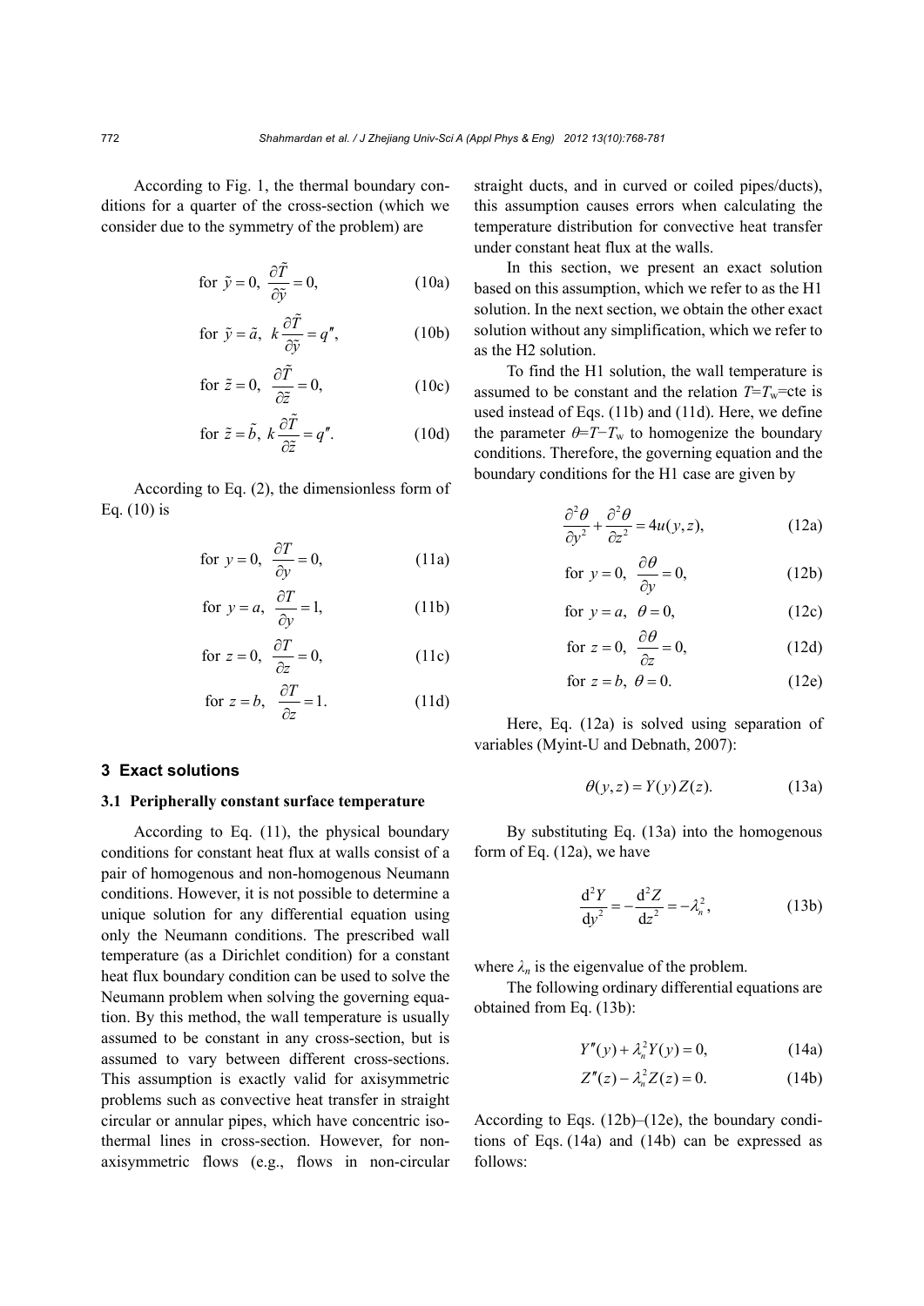According to Fig. 1, the thermal boundary conditions for a quarter of the cross-section (which we consider due to the symmetry of the problem) are

$$\text{for } \tilde{y}=0,\ \frac{\partial \tilde{T}}{\partial \tilde{y}}=0, \tag{10a}$$

$$\text{for } \tilde{y}=\tilde{a},\ k\frac{\partial \tilde{T}}{\partial \tilde{y}}=q'', \tag{10b}$$

$$\text{for } \tilde{z}=0,\ \frac{\partial \tilde{T}}{\partial \tilde{z}}=0, \tag{10c}$$

$$\text{for } \tilde{z}=\tilde{b},\ k\frac{\partial \tilde{T}}{\partial \tilde{z}}=q''. \tag{10d}$$

According to Eq. (2), the dimensionless form of Eq. (10) is

$$\text{for } y=0,\ \frac{\partial T}{\partial y}=0, \tag{11a}$$

$$\text{for } y=a,\ \frac{\partial T}{\partial y}=1, \tag{11b}$$

$$\text{for } z=0,\ \frac{\partial T}{\partial z}=0, \tag{11c}$$

$$\text{for } z=b,\ \frac{\partial T}{\partial z}=1. \tag{11d}$$

## 3 Exact solutions

### 3.1 Peripherally constant surface temperature

According to Eq. (11), the physical boundary conditions for constant heat flux at walls consist of a pair of homogenous and non-homogenous Neumann conditions. However, it is not possible to determine a unique solution for any differential equation using only the Neumann conditions. The prescribed wall temperature (as a Dirichlet condition) for a constant heat flux boundary condition can be used to solve the Neumann problem when solving the governing equation. By this method, the wall temperature is usually assumed to be constant in any cross-section, but is assumed to vary between different cross-sections. This assumption is exactly valid for axisymmetric problems such as convective heat transfer in straight circular or annular pipes, which have concentric isothermal lines in cross-section. However, for non-axisymmetric flows (e.g., flows in non-circular straight ducts, and in curved or coiled pipes/ducts), this assumption causes errors when calculating the temperature distribution for convective heat transfer under constant heat flux at the walls.

In this section, we present an exact solution based on this assumption, which we refer to as the H1 solution. In the next section, we obtain the other exact solution without any simplification, which we refer to as the H2 solution.

To find the H1 solution, the wall temperature is assumed to be constant and the relation $T=T_w$=cte is used instead of Eqs. (11b) and (11d). Here, we define the parameter $\theta=T-T_w$ to homogenize the boundary conditions. Therefore, the governing equation and the boundary conditions for the H1 case are given by

$$\frac{\partial^2\theta}{\partial y^2}+\frac{\partial^2\theta}{\partial z^2}=4u(y,z), \tag{12a}$$

$$\text{for } y=0,\ \frac{\partial \theta}{\partial y}=0, \tag{12b}$$

$$\text{for } y=a,\ \theta=0, \tag{12c}$$

$$\text{for } z=0,\ \frac{\partial \theta}{\partial z}=0, \tag{12d}$$

$$\text{for } z=b,\ \theta=0. \tag{12e}$$

Here, Eq. (12a) is solved using separation of variables (Myint-U and Debnath, 2007):

$$\theta(y,z)=Y(y)Z(z). \tag{13a}$$

By substituting Eq. (13a) into the homogenous form of Eq. (12a), we have

$$\frac{\mathrm{d}^2Y}{\mathrm{d}y^2}=-\frac{\mathrm{d}^2Z}{\mathrm{d}z^2}=-\lambda_n^2, \tag{13b}$$

where $\lambda_n$ is the eigenvalue of the problem.

The following ordinary differential equations are obtained from Eq. (13b):

$$Y''(y)+\lambda_n^2Y(y)=0, \tag{14a}$$

$$Z''(z)-\lambda_n^2Z(z)=0. \tag{14b}$$

According to Eqs. (12b)–(12e), the boundary conditions of Eqs. (14a) and (14b) can be expressed as follows: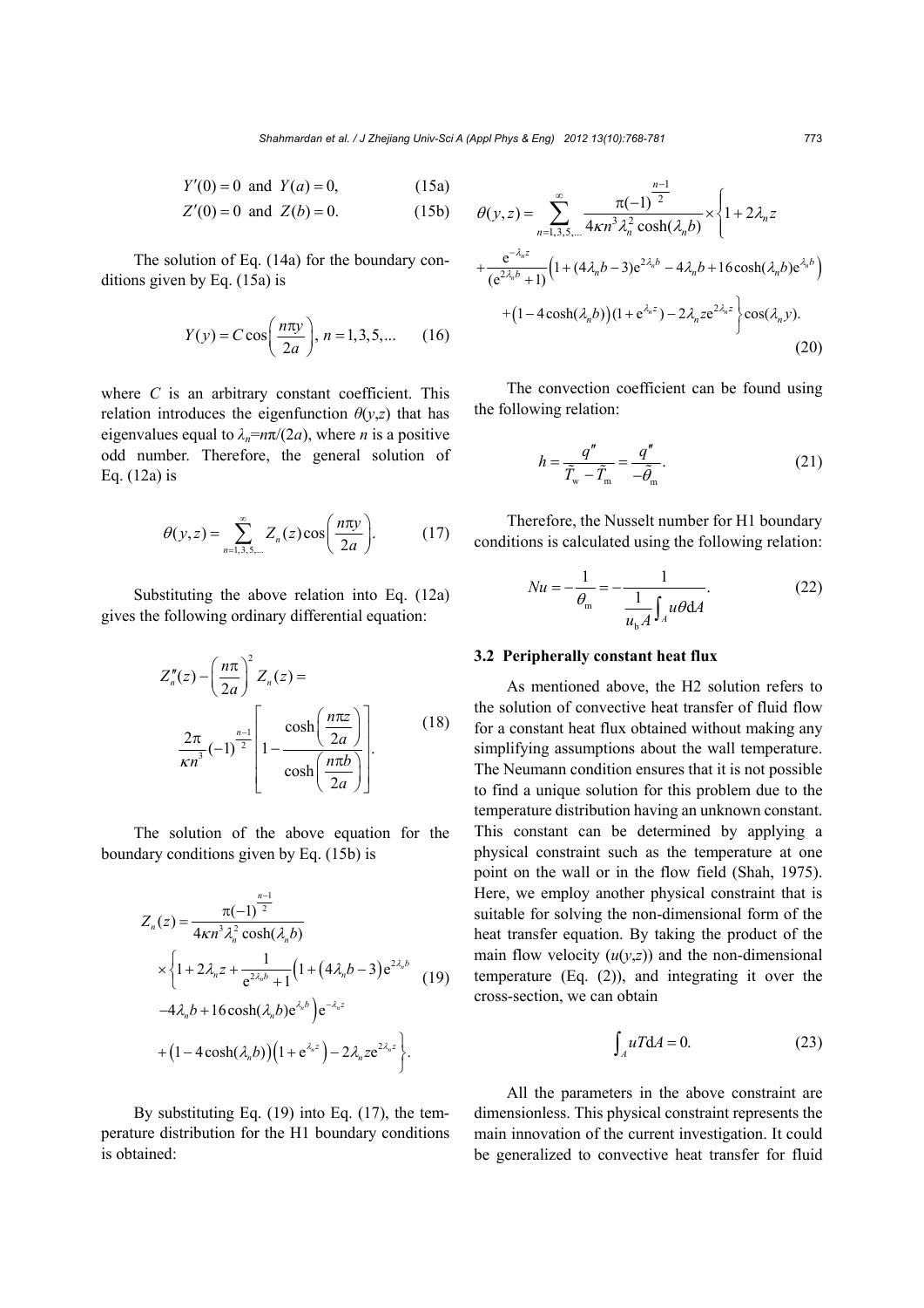$$Y'(0)=0 \text{ and } Y(a)=0, \tag{15a}$$

$$Z'(0)=0 \text{ and } Z(b)=0. \tag{15b}$$

The solution of Eq. (14a) for the boundary conditions given by Eq. (15a) is

$$Y(y)=C\cos\left(\frac{n\pi y}{2a}\right),\ n=1,3,5,... \tag{16}$$

where $C$ is an arbitrary constant coefficient. This relation introduces the eigenfunction $\theta(y,z)$ that has eigenvalues equal to $\lambda_n=n\pi/(2a)$, where $n$ is a positive odd number. Therefore, the general solution of Eq. (12a) is

$$\theta(y,z)=\sum_{n=1,3,5,...}^{\infty} Z_n(z)\cos\left(\frac{n\pi y}{2a}\right). \tag{17}$$

Substituting the above relation into Eq. (12a) gives the following ordinary differential equation:

$$Z_n''(z)-\left(\frac{n\pi}{2a}\right)^2 Z_n(z)=\frac{2\pi}{\kappa n^3}(-1)^{\frac{n-1}{2}}\left[1-\frac{\cosh\left(\frac{n\pi z}{2a}\right)}{\cosh\left(\frac{n\pi b}{2a}\right)}\right]. \tag{18}$$

The solution of the above equation for the boundary conditions given by Eq. (15b) is

$$\begin{aligned}Z_n(z)=&\frac{\pi(-1)^{\frac{n-1}{2}}}{4\kappa n^3\lambda_n^2\cosh(\lambda_n b)}\\&\times\Bigg\{1+2\lambda_n z+\frac{1}{\mathrm{e}^{2\lambda_n b}+1}\Big(1+\left(4\lambda_n b-3\right)\mathrm{e}^{2\lambda_n b}\\&-4\lambda_n b+16\cosh(\lambda_n b)\mathrm{e}^{\lambda_n b}\Big)\mathrm{e}^{-\lambda_n z}\\&+\left(1-4\cosh(\lambda_n b)\right)\left(1+\mathrm{e}^{\lambda_n z}\right)-2\lambda_n z\mathrm{e}^{2\lambda_n z}\Bigg\}.\end{aligned} \tag{19}$$

By substituting Eq. (19) into Eq. (17), the temperature distribution for the H1 boundary conditions is obtained:

$$\begin{aligned}\theta(y,z)=&\sum_{n=1,3,5,...}^{\infty}\frac{\pi(-1)^{\frac{n-1}{2}}}{4\kappa n^3\lambda_n^2\cosh(\lambda_n b)}\times\Bigg\{1+2\lambda_n z\\&+\frac{\mathrm{e}^{-\lambda_n z}}{(\mathrm{e}^{2\lambda_n b}+1)}\Big(1+(4\lambda_n b-3)\mathrm{e}^{2\lambda_n b}-4\lambda_n b+16\cosh(\lambda_n b)\mathrm{e}^{\lambda_n b}\Big)\\&+\big(1-4\cosh(\lambda_n b)\big)(1+\mathrm{e}^{\lambda_n z})-2\lambda_n z\mathrm{e}^{2\lambda_n z}\Bigg\}\cos(\lambda_n y).\end{aligned} \tag{20}$$

The convection coefficient can be found using the following relation:

$$h=\frac{q''}{\tilde{T}_\mathrm{w}-\tilde{T}_\mathrm{m}}=\frac{q''}{-\tilde{\theta}_\mathrm{m}}. \tag{21}$$

Therefore, the Nusselt number for H1 boundary conditions is calculated using the following relation:

$$Nu=-\frac{1}{\theta_\mathrm{m}}=-\frac{1}{\frac{1}{u_\mathrm{b}A}\int_A u\theta\mathrm{d}A}. \tag{22}$$

### 3.2 Peripherally constant heat flux

As mentioned above, the H2 solution refers to the solution of convective heat transfer of fluid flow for a constant heat flux obtained without making any simplifying assumptions about the wall temperature. The Neumann condition ensures that it is not possible to find a unique solution for this problem due to the temperature distribution having an unknown constant. This constant can be determined by applying a physical constraint such as the temperature at one point on the wall or in the flow field (Shah, 1975). Here, we employ another physical constraint that is suitable for solving the non-dimensional form of the heat transfer equation. By taking the product of the main flow velocity ($u(y,z)$) and the non-dimensional temperature (Eq. (2)), and integrating it over the cross-section, we can obtain

$$\int_A uT\mathrm{d}A=0. \tag{23}$$

All the parameters in the above constraint are dimensionless. This physical constraint represents the main innovation of the current investigation. It could be generalized to convective heat transfer for fluid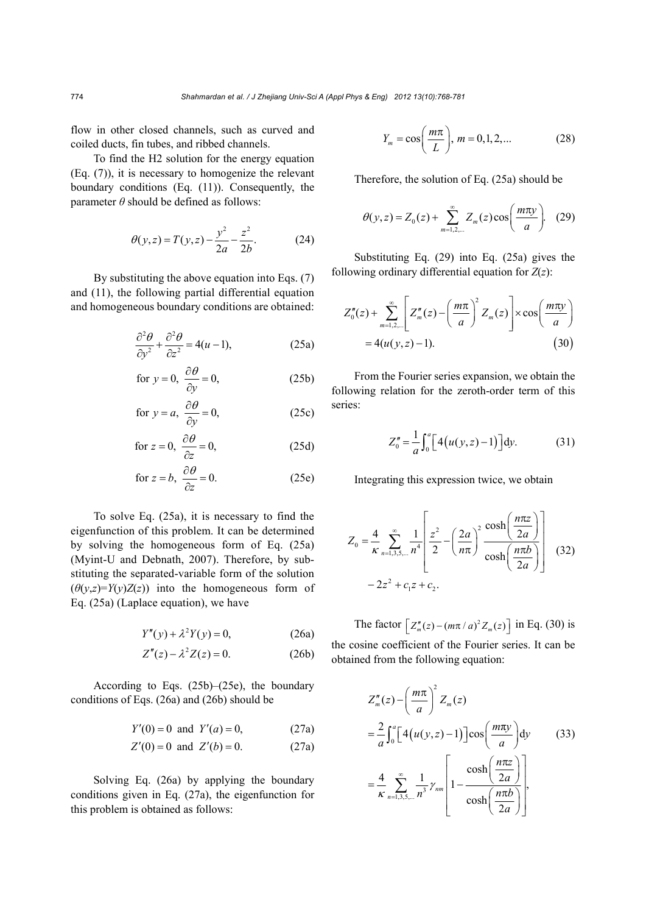flow in other closed channels, such as curved and coiled ducts, fin tubes, and ribbed channels.

To find the H2 solution for the energy equation (Eq. (7)), it is necessary to homogenize the relevant boundary conditions (Eq. (11)). Consequently, the parameter $\theta$ should be defined as follows:

$$\theta(y,z) = T(y,z) - \frac{y^2}{2a} - \frac{z^2}{2b}. \tag{24}$$

By substituting the above equation into Eqs. (7) and (11), the following partial differential equation and homogeneous boundary conditions are obtained:

$$\frac{\partial^2 \theta}{\partial y^2} + \frac{\partial^2 \theta}{\partial z^2} = 4(u-1), \tag{25a}$$

$$\text{for } y=0,\ \frac{\partial \theta}{\partial y} = 0, \tag{25b}$$

$$\text{for } y=a,\ \frac{\partial \theta}{\partial y} = 0, \tag{25c}$$

$$\text{for } z=0,\ \frac{\partial \theta}{\partial z} = 0, \tag{25d}$$

$$\text{for } z=b,\ \frac{\partial \theta}{\partial z} = 0. \tag{25e}$$

To solve Eq. (25a), it is necessary to find the eigenfunction of this problem. It can be determined by solving the homogeneous form of Eq. (25a) (Myint-U and Debnath, 2007). Therefore, by substituting the separated-variable form of the solution ($\theta(y,z)=Y(y)Z(z)$) into the homogeneous form of Eq. (25a) (Laplace equation), we have

$$Y''(y) + \lambda^2 Y(y) = 0, \tag{26a}$$

$$Z''(z) - \lambda^2 Z(z) = 0. \tag{26b}$$

According to Eqs. (25b)–(25e), the boundary conditions of Eqs. (26a) and (26b) should be

$$Y'(0) = 0 \text{ and } Y'(a) = 0, \tag{27a}$$

$$Z'(0) = 0 \text{ and } Z'(b) = 0. \tag{27a}$$

Solving Eq. (26a) by applying the boundary conditions given in Eq. (27a), the eigenfunction for this problem is obtained as follows:

$$Y_m = \cos\left(\frac{m\pi}{L}\right),\ m = 0, 1, 2, ... \tag{28}$$

Therefore, the solution of Eq. (25a) should be

$$\theta(y,z) = Z_0(z) + \sum_{m=1,2,...}^{\infty} Z_m(z) \cos\left(\frac{m\pi y}{a}\right). \tag{29}$$

Substituting Eq. (29) into Eq. (25a) gives the following ordinary differential equation for $Z(z)$:

$$Z_0''(z) + \sum_{m=1,2,...}^{\infty} \left[ Z_m''(z) - \left(\frac{m\pi}{a}\right)^2 Z_m(z) \right] \times \cos\left(\frac{m\pi y}{a}\right) = 4(u(y,z)-1). \tag{30}$$

From the Fourier series expansion, we obtain the following relation for the zeroth-order term of this series:

$$Z_0'' = \frac{1}{a} \int_0^a \left[ 4\left(u(y,z)-1\right) \right] \mathrm{d}y. \tag{31}$$

Integrating this expression twice, we obtain

$$Z_0 = \frac{4}{\kappa} \sum_{n=1,3,5,...}^{\infty} \frac{1}{n^4} \left[ \frac{z^2}{2} - \left(\frac{2a}{n\pi}\right)^2 \frac{\cosh\left(\frac{n\pi z}{2a}\right)}{\cosh\left(\frac{n\pi b}{2a}\right)} \right] - 2z^2 + c_1 z + c_2. \tag{32}$$

The factor $\left[ Z_m''(z) - (m\pi/a)^2 Z_m(z) \right]$ in Eq. (30) is the cosine coefficient of the Fourier series. It can be obtained from the following equation:

$$\begin{aligned} Z_m''(z) - \left(\frac{m\pi}{a}\right)^2 Z_m(z) &= \frac{2}{a} \int_0^a \left[ 4\left(u(y,z)-1\right) \right] \cos\left(\frac{m\pi y}{a}\right) \mathrm{d}y \\ &= \frac{4}{\kappa} \sum_{n=1,3,5,...}^{\infty} \frac{1}{n^3} \gamma_{nm} \left[ 1 - \frac{\cosh\left(\frac{n\pi z}{2a}\right)}{\cosh\left(\frac{n\pi b}{2a}\right)} \right], \end{aligned} \tag{33}$$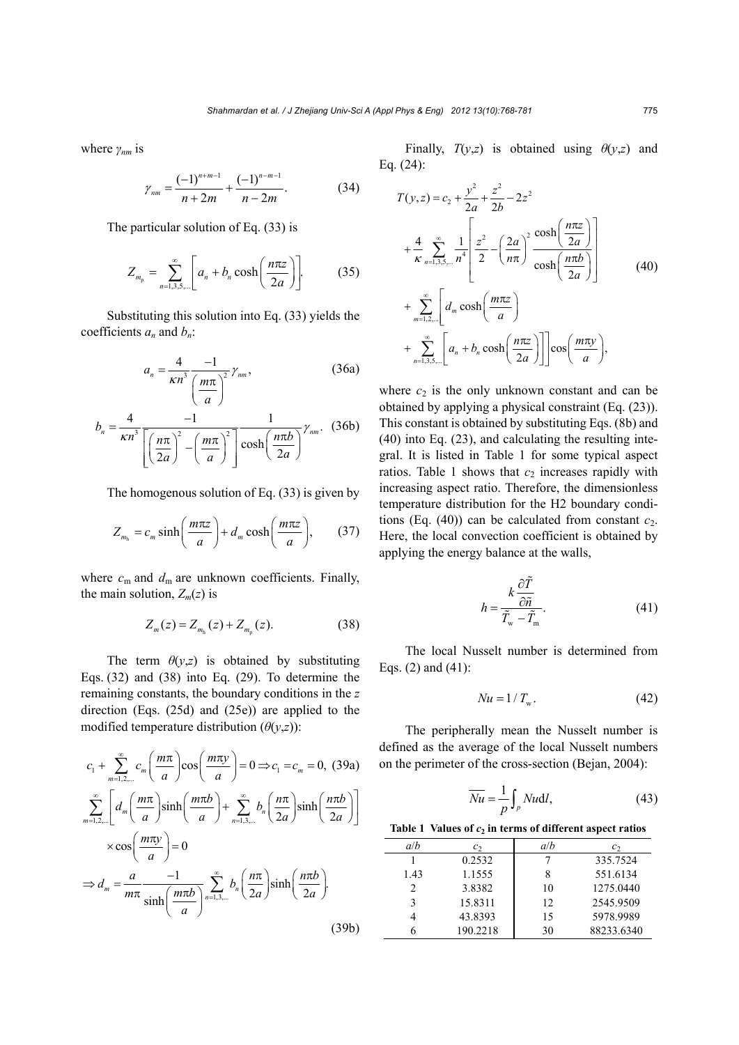where $\gamma_{nm}$ is

$$\gamma_{nm} = \frac{(-1)^{n+m-1}}{n+2m} + \frac{(-1)^{n-m-1}}{n-2m}. \quad (34)$$

The particular solution of Eq. (33) is

$$Z_{m_p} = \sum_{n=1,3,5,\ldots}^{\infty} \left[ a_n + b_n \cosh\left(\frac{n\pi z}{2a}\right) \right]. \quad (35)$$

Substituting this solution into Eq. (33) yields the coefficients $a_n$ and $b_n$:

$$a_n = \frac{4}{\kappa n^3} \frac{-1}{\left(\frac{m\pi}{a}\right)^2} \gamma_{nm}, \quad (36a)$$

$$b_n = \frac{4}{\kappa n^3} \frac{-1}{\left[\left(\frac{n\pi}{2a}\right)^2 - \left(\frac{m\pi}{a}\right)^2\right]} \frac{1}{\cosh\left(\frac{n\pi b}{2a}\right)} \gamma_{nm}. \quad (36b)$$

The homogenous solution of Eq. (33) is given by

$$Z_{m_h} = c_m \sinh\left(\frac{m\pi z}{a}\right) + d_m \cosh\left(\frac{m\pi z}{a}\right), \quad (37)$$

where $c_m$ and $d_m$ are unknown coefficients. Finally, the main solution, $Z_m(z)$ is

$$Z_m(z) = Z_{m_h}(z) + Z_{m_p}(z). \quad (38)$$

The term $\theta(y,z)$ is obtained by substituting Eqs. (32) and (38) into Eq. (29). To determine the remaining constants, the boundary conditions in the $z$ direction (Eqs. (25d) and (25e)) are applied to the modified temperature distribution ($\theta(y,z)$):

$$c_1 + \sum_{m=1,2,\ldots}^{\infty} c_m \left(\frac{m\pi}{a}\right) \cos\left(\frac{m\pi y}{a}\right) = 0 \Rightarrow c_1 = c_m = 0, \quad (39a)$$

$$\sum_{m=1,2,\ldots}^{\infty} \left[ d_m \left(\frac{m\pi}{a}\right) \sinh\left(\frac{m\pi b}{a}\right) + \sum_{n=1,3,\ldots}^{\infty} b_n \left(\frac{n\pi}{2a}\right) \sinh\left(\frac{n\pi b}{2a}\right) \right] \times \cos\left(\frac{m\pi y}{a}\right) = 0$$

$$\Rightarrow d_m = \frac{a}{m\pi} \frac{-1}{\sinh\left(\frac{m\pi b}{a}\right)} \sum_{n=1,3,\ldots}^{\infty} b_n \left(\frac{n\pi}{2a}\right) \sinh\left(\frac{n\pi b}{2a}\right). \quad (39b)$$

Finally, $T(y,z)$ is obtained using $\theta(y,z)$ and Eq. (24):

$$\begin{aligned} T(y,z) &= c_2 + \frac{y^2}{2a} + \frac{z^2}{2b} - 2z^2 \\ &+ \frac{4}{\kappa} \sum_{n=1,3,5,\ldots}^{\infty} \frac{1}{n^4} \left[ \frac{z^2}{2} - \left(\frac{2a}{n\pi}\right)^2 \frac{\cosh\left(\frac{n\pi z}{2a}\right)}{\cosh\left(\frac{n\pi b}{2a}\right)} \right] \\ &+ \sum_{m=1,2,\ldots}^{\infty} \left[ d_m \cosh\left(\frac{m\pi z}{a}\right) \right. \\ &\left. + \sum_{n=1,3,5,\ldots}^{\infty} \left[ a_n + b_n \cosh\left(\frac{n\pi z}{2a}\right) \right] \right] \cos\left(\frac{m\pi y}{a}\right), \end{aligned} \quad (40)$$

where $c_2$ is the only unknown constant and can be obtained by applying a physical constraint (Eq. (23)). This constant is obtained by substituting Eqs. (8b) and (40) into Eq. (23), and calculating the resulting integral. It is listed in Table 1 for some typical aspect ratios. Table 1 shows that $c_2$ increases rapidly with increasing aspect ratio. Therefore, the dimensionless temperature distribution for the H2 boundary conditions (Eq. (40)) can be calculated from constant $c_2$. Here, the local convection coefficient is obtained by applying the energy balance at the walls,

$$h = \frac{k \frac{\partial \tilde{T}}{\partial \tilde{n}}}{\tilde{T}_w - \tilde{T}_m}. \quad (41)$$

The local Nusselt number is determined from Eqs. (2) and (41):

$$Nu = 1 / T_w. \quad (42)$$

The peripherally mean the Nusselt number is defined as the average of the local Nusselt numbers on the perimeter of the cross-section (Bejan, 2004):

$$\overline{Nu} = \frac{1}{p} \int_p Nu \, \mathrm{d}l, \quad (43)$$

**Table 1 Values of $c_2$ in terms of different aspect ratios**

| $a/b$ | $c_2$ | $a/b$ | $c_2$ |
|---|---|---|---|
| 1 | 0.2532 | 7 | 335.7524 |
| 1.43 | 1.1555 | 8 | 551.6134 |
| 2 | 3.8382 | 10 | 1275.0440 |
| 3 | 15.8311 | 12 | 2545.9509 |
| 4 | 43.8393 | 15 | 5978.9989 |
| 6 | 190.2218 | 30 | 88233.6340 |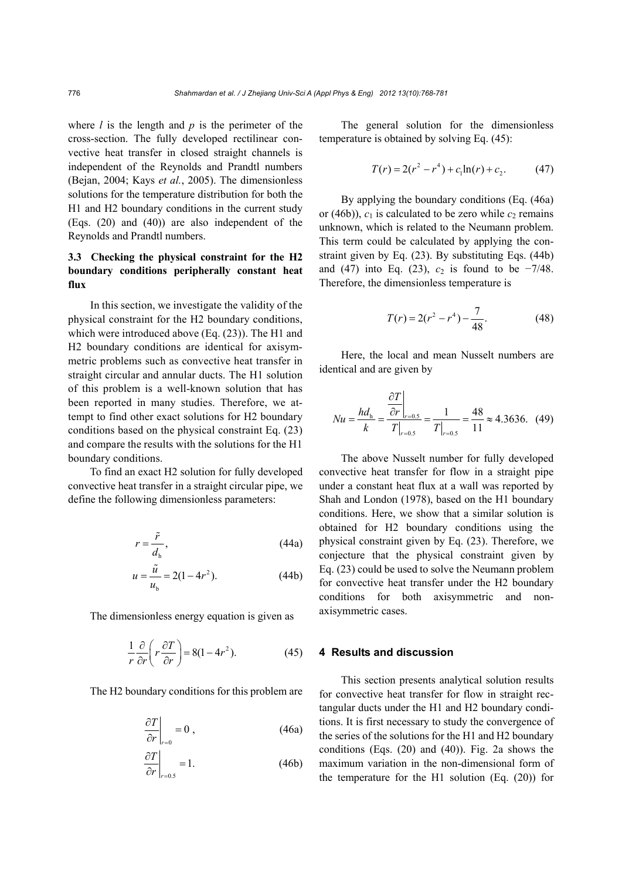where $l$ is the length and $p$ is the perimeter of the cross-section. The fully developed rectilinear convective heat transfer in closed straight channels is independent of the Reynolds and Prandtl numbers (Bejan, 2004; Kays *et al.*, 2005). The dimensionless solutions for the temperature distribution for both the H1 and H2 boundary conditions in the current study (Eqs. (20) and (40)) are also independent of the Reynolds and Prandtl numbers.

### 3.3 Checking the physical constraint for the H2 boundary conditions peripherally constant heat flux

In this section, we investigate the validity of the physical constraint for the H2 boundary conditions, which were introduced above (Eq. (23)). The H1 and H2 boundary conditions are identical for axisymmetric problems such as convective heat transfer in straight circular and annular ducts. The H1 solution of this problem is a well-known solution that has been reported in many studies. Therefore, we attempt to find other exact solutions for H2 boundary conditions based on the physical constraint Eq. (23) and compare the results with the solutions for the H1 boundary conditions.

To find an exact H2 solution for fully developed convective heat transfer in a straight circular pipe, we define the following dimensionless parameters:

$$r = \frac{\tilde{r}}{d_{\mathrm{h}}}, \tag{44a}$$

$$u = \frac{\tilde{u}}{u_{\mathrm{b}}} = 2(1-4r^2). \tag{44b}$$

The dimensionless energy equation is given as

$$\frac{1}{r}\frac{\partial}{\partial r}\left(r\frac{\partial T}{\partial r}\right) = 8(1-4r^2). \tag{45}$$

The H2 boundary conditions for this problem are

$$\left.\frac{\partial T}{\partial r}\right|_{r=0} = 0, \tag{46a}$$

$$\left.\frac{\partial T}{\partial r}\right|_{r=0.5} = 1. \tag{46b}$$

The general solution for the dimensionless temperature is obtained by solving Eq. (45):

$$T(r) = 2(r^2 - r^4) + c_1\ln(r) + c_2. \tag{47}$$

By applying the boundary conditions (Eq. (46a) or (46b)), $c_1$ is calculated to be zero while $c_2$ remains unknown, which is related to the Neumann problem. This term could be calculated by applying the constraint given by Eq. (23). By substituting Eqs. (44b) and (47) into Eq. (23), $c_2$ is found to be $-7/48$. Therefore, the dimensionless temperature is

$$T(r) = 2(r^2 - r^4) - \frac{7}{48}. \tag{48}$$

Here, the local and mean Nusselt numbers are identical and are given by

$$Nu = \frac{hd_{\mathrm{h}}}{k} = \frac{\left.\frac{\partial T}{\partial r}\right|_{r=0.5}}{\left.T\right|_{r=0.5}} = \frac{1}{\left.T\right|_{r=0.5}} = \frac{48}{11} \approx 4.3636. \tag{49}$$

The above Nusselt number for fully developed convective heat transfer for flow in a straight pipe under a constant heat flux at a wall was reported by Shah and London (1978), based on the H1 boundary conditions. Here, we show that a similar solution is obtained for H2 boundary conditions using the physical constraint given by Eq. (23). Therefore, we conjecture that the physical constraint given by Eq. (23) could be used to solve the Neumann problem for convective heat transfer under the H2 boundary conditions for both axisymmetric and non-axisymmetric cases.

## 4 Results and discussion

This section presents analytical solution results for convective heat transfer for flow in straight rectangular ducts under the H1 and H2 boundary conditions. It is first necessary to study the convergence of the series of the solutions for the H1 and H2 boundary conditions (Eqs. (20) and (40)). Fig. 2a shows the maximum variation in the non-dimensional form of the temperature for the H1 solution (Eq. (20)) for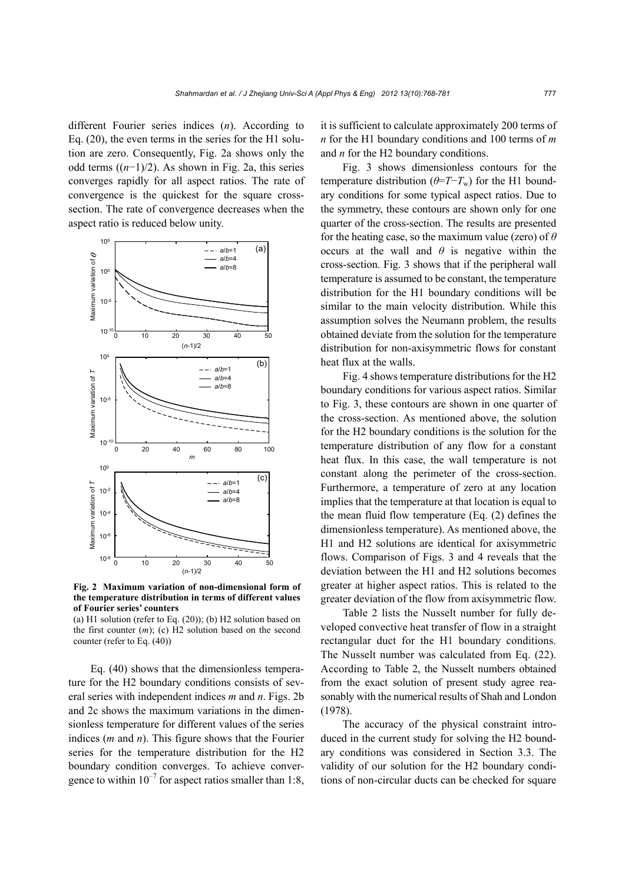different Fourier series indices ($n$). According to Eq. (20), the even terms in the series for the H1 solution are zero. Consequently, Fig. 2a shows only the odd terms ($(n-1)/2$). As shown in Fig. 2a, this series converges rapidly for all aspect ratios. The rate of convergence is the quickest for the square cross-section. The rate of convergence decreases when the aspect ratio is reduced below unity.

**Fig. 2 Maximum variation of non-dimensional form of the temperature distribution in terms of different values of Fourier series' counters**

(a) H1 solution (refer to Eq. (20)); (b) H2 solution based on the first counter ($m$); (c) H2 solution based on the second counter (refer to Eq. (40))

Eq. (40) shows that the dimensionless temperature for the H2 boundary conditions consists of several series with independent indices $m$ and $n$. Figs. 2b and 2c shows the maximum variations in the dimensionless temperature for different values of the series indices ($m$ and $n$). This figure shows that the Fourier series for the temperature distribution for the H2 boundary condition converges. To achieve convergence to within $10^{-7}$ for aspect ratios smaller than 1:8, it is sufficient to calculate approximately 200 terms of $n$ for the H1 boundary conditions and 100 terms of $m$ and $n$ for the H2 boundary conditions.

Fig. 3 shows dimensionless contours for the temperature distribution ($\theta=T-T_w$) for the H1 boundary conditions for some typical aspect ratios. Due to the symmetry, these contours are shown only for one quarter of the cross-section. The results are presented for the heating case, so the maximum value (zero) of $\theta$ occurs at the wall and $\theta$ is negative within the cross-section. Fig. 3 shows that if the peripheral wall temperature is assumed to be constant, the temperature distribution for the H1 boundary conditions will be similar to the main velocity distribution. While this assumption solves the Neumann problem, the results obtained deviate from the solution for the temperature distribution for non-axisymmetric flows for constant heat flux at the walls.

Fig. 4 shows temperature distributions for the H2 boundary conditions for various aspect ratios. Similar to Fig. 3, these contours are shown in one quarter of the cross-section. As mentioned above, the solution for the H2 boundary conditions is the solution for the temperature distribution of any flow for a constant heat flux. In this case, the wall temperature is not constant along the perimeter of the cross-section. Furthermore, a temperature of zero at any location implies that the temperature at that location is equal to the mean fluid flow temperature (Eq. (2) defines the dimensionless temperature). As mentioned above, the H1 and H2 solutions are identical for axisymmetric flows. Comparison of Figs. 3 and 4 reveals that the deviation between the H1 and H2 solutions becomes greater at higher aspect ratios. This is related to the greater deviation of the flow from axisymmetric flow.

Table 2 lists the Nusselt number for fully developed convective heat transfer of flow in a straight rectangular duct for the H1 boundary conditions. The Nusselt number was calculated from Eq. (22). According to Table 2, the Nusselt numbers obtained from the exact solution of present study agree reasonably with the numerical results of Shah and London (1978).

The accuracy of the physical constraint introduced in the current study for solving the H2 boundary conditions was considered in Section 3.3. The validity of our solution for the H2 boundary conditions of non-circular ducts can be checked for square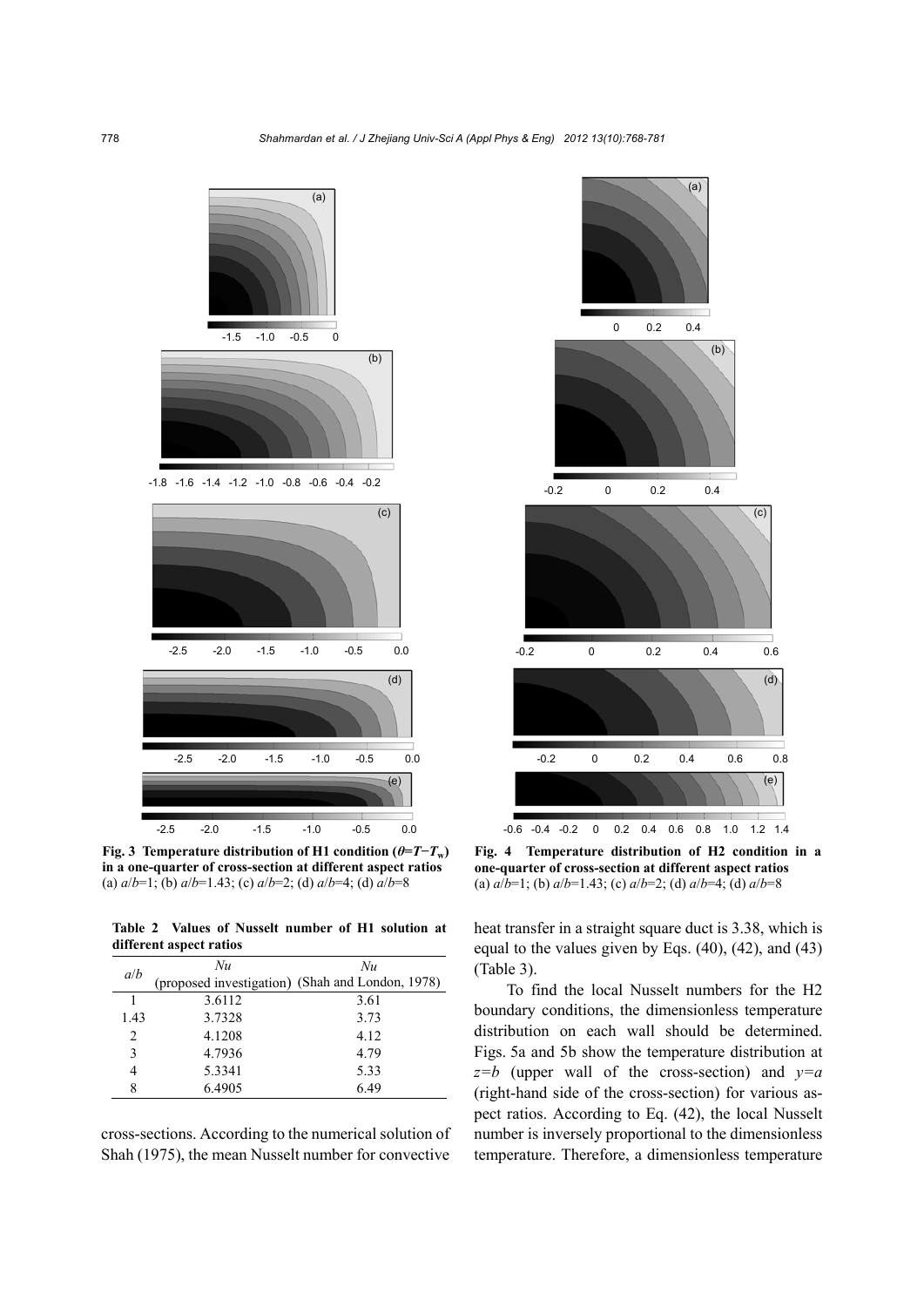Fig. 3 Temperature distribution of H1 condition ($\theta=T-T_w$) in a one-quarter of cross-section at different aspect ratios
(a) $a/b$=1; (b) $a/b$=1.43; (c) $a/b$=2; (d) $a/b$=4; (d) $a/b$=8

Fig. 4 Temperature distribution of H2 condition in a one-quarter of cross-section at different aspect ratios
(a) $a/b$=1; (b) $a/b$=1.43; (c) $a/b$=2; (d) $a/b$=4; (d) $a/b$=8

**Table 2 Values of Nusselt number of H1 solution at different aspect ratios**

| $a/b$ | $Nu$ (proposed investigation) | $Nu$ (Shah and London, 1978) |
|---|---|---|
| 1 | 3.6112 | 3.61 |
| 1.43 | 3.7328 | 3.73 |
| 2 | 4.1208 | 4.12 |
| 3 | 4.7936 | 4.79 |
| 4 | 5.3341 | 5.33 |
| 8 | 6.4905 | 6.49 |

cross-sections. According to the numerical solution of Shah (1975), the mean Nusselt number for convective heat transfer in a straight square duct is 3.38, which is equal to the values given by Eqs. (40), (42), and (43) (Table 3).

To find the local Nusselt numbers for the H2 boundary conditions, the dimensionless temperature distribution on each wall should be determined. Figs. 5a and 5b show the temperature distribution at $z=b$ (upper wall of the cross-section) and $y=a$ (right-hand side of the cross-section) for various aspect ratios. According to Eq. (42), the local Nusselt number is inversely proportional to the dimensionless temperature. Therefore, a dimensionless temperature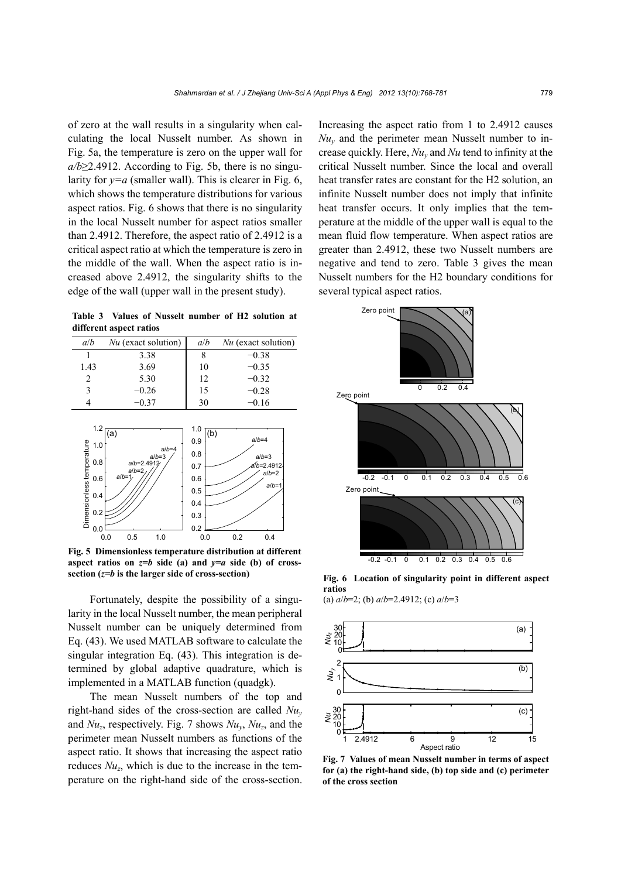of zero at the wall results in a singularity when calculating the local Nusselt number. As shown in Fig. 5a, the temperature is zero on the upper wall for $a/b \geq 2.4912$. According to Fig. 5b, there is no singularity for $y=a$ (smaller wall). This is clearer in Fig. 6, which shows the temperature distributions for various aspect ratios. Fig. 6 shows that there is no singularity in the local Nusselt number for aspect ratios smaller than 2.4912. Therefore, the aspect ratio of 2.4912 is a critical aspect ratio at which the temperature is zero in the middle of the wall. When the aspect ratio is increased above 2.4912, the singularity shifts to the edge of the wall (upper wall in the present study).

**Table 3 Values of Nusselt number of H2 solution at different aspect ratios**

| $a/b$ | $Nu$ (exact solution) | $a/b$ | $Nu$ (exact solution) |
|---|---|---|---|
| 1 | 3.38 | 8 | −0.38 |
| 1.43 | 3.69 | 10 | −0.35 |
| 2 | 5.30 | 12 | −0.32 |
| 3 | −0.26 | 15 | −0.28 |
| 4 | −0.37 | 30 | −0.16 |

**Fig. 5 Dimensionless temperature distribution at different aspect ratios on $z=b$ side (a) and $y=a$ side (b) of cross-section ($z=b$ is the larger side of cross-section)**

Fortunately, despite the possibility of a singularity in the local Nusselt number, the mean peripheral Nusselt number can be uniquely determined from Eq. (43). We used MATLAB software to calculate the singular integration Eq. (43). This integration is determined by global adaptive quadrature, which is implemented in a MATLAB function (quadgk).

The mean Nusselt numbers of the top and right-hand sides of the cross-section are called $Nu_y$ and $Nu_z$, respectively. Fig. 7 shows $Nu_y$, $Nu_z$, and the perimeter mean Nusselt numbers as functions of the aspect ratio. It shows that increasing the aspect ratio reduces $Nu_z$, which is due to the increase in the temperature on the right-hand side of the cross-section. Increasing the aspect ratio from 1 to 2.4912 causes $Nu_y$ and the perimeter mean Nusselt number to increase quickly. Here, $Nu_y$ and $Nu$ tend to infinity at the critical Nusselt number. Since the local and overall heat transfer rates are constant for the H2 solution, an infinite Nusselt number does not imply that infinite heat transfer occurs. It only implies that the temperature at the middle of the upper wall is equal to the mean fluid flow temperature. When aspect ratios are greater than 2.4912, these two Nusselt numbers are negative and tend to zero. Table 3 gives the mean Nusselt numbers for the H2 boundary conditions for several typical aspect ratios.

**Fig. 6 Location of singularity point in different aspect ratios**
(a) $a/b$=2; (b) $a/b$=2.4912; (c) $a/b$=3

**Fig. 7 Values of mean Nusselt number in terms of aspect for (a) the right-hand side, (b) top side and (c) perimeter of the cross section**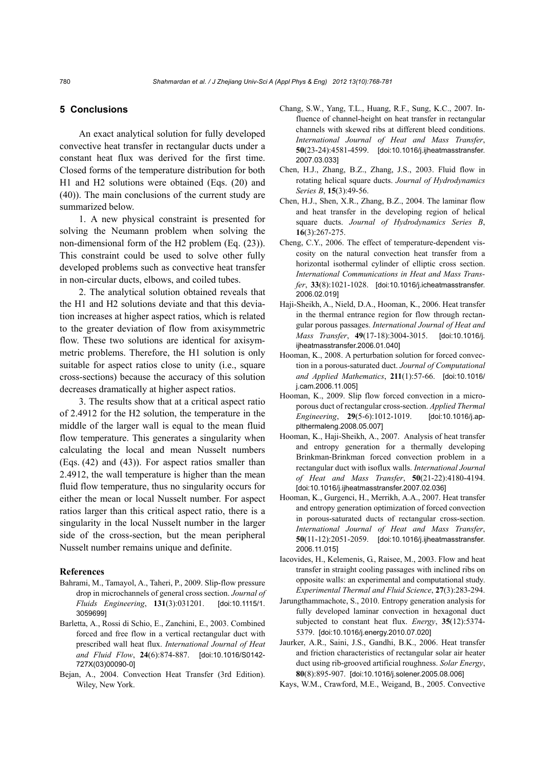## 5 Conclusions

An exact analytical solution for fully developed convective heat transfer in rectangular ducts under a constant heat flux was derived for the first time. Closed forms of the temperature distribution for both H1 and H2 solutions were obtained (Eqs. (20) and (40)). The main conclusions of the current study are summarized below.

1. A new physical constraint is presented for solving the Neumann problem when solving the non-dimensional form of the H2 problem (Eq. (23)). This constraint could be used to solve other fully developed problems such as convective heat transfer in non-circular ducts, elbows, and coiled tubes.

2. The analytical solution obtained reveals that the H1 and H2 solutions deviate and that this deviation increases at higher aspect ratios, which is related to the greater deviation of flow from axisymmetric flow. These two solutions are identical for axisymmetric problems. Therefore, the H1 solution is only suitable for aspect ratios close to unity (i.e., square cross-sections) because the accuracy of this solution decreases dramatically at higher aspect ratios.

3. The results show that at a critical aspect ratio of 2.4912 for the H2 solution, the temperature in the middle of the larger wall is equal to the mean fluid flow temperature. This generates a singularity when calculating the local and mean Nusselt numbers (Eqs. (42) and (43)). For aspect ratios smaller than 2.4912, the wall temperature is higher than the mean fluid flow temperature, thus no singularity occurs for either the mean or local Nusselt number. For aspect ratios larger than this critical aspect ratio, there is a singularity in the local Nusselt number in the larger side of the cross-section, but the mean peripheral Nusselt number remains unique and definite.

### References

Bahrami, M., Tamayol, A., Taheri, P., 2009. Slip-flow pressure drop in microchannels of general cross section. *Journal of Fluids Engineering*, **131**(3):031201. [doi:10.1115/1.3059699]

Barletta, A., Rossi di Schio, E., Zanchini, E., 2003. Combined forced and free flow in a vertical rectangular duct with prescribed wall heat flux. *International Journal of Heat and Fluid Flow*, **24**(6):874-887. [doi:10.1016/S0142-727X(03)00090-0]

Bejan, A., 2004. Convection Heat Transfer (3rd Edition). Wiley, New York.

Chang, S.W., Yang, T.L., Huang, R.F., Sung, K.C., 2007. Influence of channel-height on heat transfer in rectangular channels with skewed ribs at different bleed conditions. *International Journal of Heat and Mass Transfer*, **50**(23-24):4581-4599. [doi:10.1016/j.ijheatmasstransfer.2007.03.033]

Chen, H.J., Zhang, B.Z., Zhang, J.S., 2003. Fluid flow in rotating helical square ducts. *Journal of Hydrodynamics Series B*, **15**(3):49-56.

Chen, H.J., Shen, X.R., Zhang, B.Z., 2004. The laminar flow and heat transfer in the developing region of helical square ducts. *Journal of Hydrodynamics Series B*, **16**(3):267-275.

Cheng, C.Y., 2006. The effect of temperature-dependent viscosity on the natural convection heat transfer from a horizontal isothermal cylinder of elliptic cross section. *International Communications in Heat and Mass Transfer*, **33**(8):1021-1028. [doi:10.1016/j.icheatmasstransfer.2006.02.019]

Haji-Sheikh, A., Nield, D.A., Hooman, K., 2006. Heat transfer in the thermal entrance region for flow through rectangular porous passages. *International Journal of Heat and Mass Transfer*, **49**(17-18):3004-3015. [doi:10.1016/j.ijheatmasstransfer.2006.01.040]

Hooman, K., 2008. A perturbation solution for forced convection in a porous-saturated duct. *Journal of Computational and Applied Mathematics*, **211**(1):57-66. [doi:10.1016/j.cam.2006.11.005]

Hooman, K., 2009. Slip flow forced convection in a microporous duct of rectangular cross-section. *Applied Thermal Engineering*, **29**(5-6):1012-1019. [doi:10.1016/j.applthermaleng.2008.05.007]

Hooman, K., Haji-Sheikh, A., 2007. Analysis of heat transfer and entropy generation for a thermally developing Brinkman-Brinkman forced convection problem in a rectangular duct with isoflux walls. *International Journal of Heat and Mass Transfer*, **50**(21-22):4180-4194. [doi:10.1016/j.ijheatmasstransfer.2007.02.036]

Hooman, K., Gurgenci, H., Merrikh, A.A., 2007. Heat transfer and entropy generation optimization of forced convection in porous-saturated ducts of rectangular cross-section. *International Journal of Heat and Mass Transfer*, **50**(11-12):2051-2059. [doi:10.1016/j.ijheatmasstransfer.2006.11.015]

Iacovides, H., Kelemenis, G., Raisee, M., 2003. Flow and heat transfer in straight cooling passages with inclined ribs on opposite walls: an experimental and computational study. *Experimental Thermal and Fluid Science*, **27**(3):283-294.

Jarungthammachote, S., 2010. Entropy generation analysis for fully developed laminar convection in hexagonal duct subjected to constant heat flux. *Energy*, **35**(12):5374-5379. [doi:10.1016/j.energy.2010.07.020]

Jaurker, A.R., Saini, J.S., Gandhi, B.K., 2006. Heat transfer and friction characteristics of rectangular solar air heater duct using rib-grooved artificial roughness. *Solar Energy*, **80**(8):895-907. [doi:10.1016/j.solener.2005.08.006]

Kays, W.M., Crawford, M.E., Weigand, B., 2005. Convective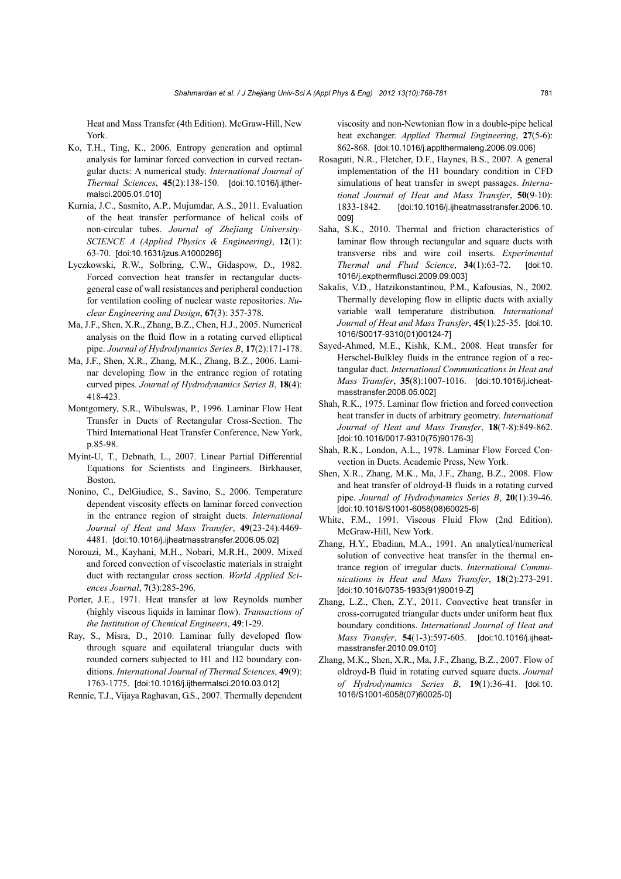Heat and Mass Transfer (4th Edition). McGraw-Hill, New York.

Ko, T.H., Ting, K., 2006. Entropy generation and optimal analysis for laminar forced convection in curved rectangular ducts: A numerical study. *International Journal of Thermal Sciences*, **45**(2):138-150. [doi:10.1016/j.ijthermalsci.2005.01.010]

Kurnia, J.C., Sasmito, A.P., Mujumdar, A.S., 2011. Evaluation of the heat transfer performance of helical coils of non-circular tubes. *Journal of Zhejiang University-SCIENCE A (Applied Physics & Engineering)*, **12**(1): 63-70. [doi:10.1631/jzus.A1000296]

Lyczkowski, R.W., Solbring, C.W., Gidaspow, D., 1982. Forced convection heat transfer in rectangular ducts-general case of wall resistances and peripheral conduction for ventilation cooling of nuclear waste repositories. *Nuclear Engineering and Design*, **67**(3): 357-378.

Ma, J.F., Shen, X.R., Zhang, B.Z., Chen, H.J., 2005. Numerical analysis on the fluid flow in a rotating curved elliptical pipe. *Journal of Hydrodynamics Series B*, **17**(2):171-178.

Ma, J.F., Shen, X.R., Zhang, M.K., Zhang, B.Z., 2006. Laminar developing flow in the entrance region of rotating curved pipes. *Journal of Hydrodynamics Series B*, **18**(4): 418-423.

Montgomery, S.R., Wibulswas, P., 1996. Laminar Flow Heat Transfer in Ducts of Rectangular Cross-Section. The Third International Heat Transfer Conference, New York, p.85-98.

Myint-U, T., Debnath, L., 2007. Linear Partial Differential Equations for Scientists and Engineers. Birkhauser, Boston.

Nonino, C., DelGiudice, S., Savino, S., 2006. Temperature dependent viscosity effects on laminar forced convection in the entrance region of straight ducts. *International Journal of Heat and Mass Transfer*, **49**(23-24):4469-4481. [doi:10.1016/j.ijheatmasstransfer.2006.05.02]

Norouzi, M., Kayhani, M.H., Nobari, M.R.H., 2009. Mixed and forced convection of viscoelastic materials in straight duct with rectangular cross section. *World Applied Sciences Journal*, **7**(3):285-296.

Porter, J.E., 1971. Heat transfer at low Reynolds number (highly viscous liquids in laminar flow). *Transactions of the Institution of Chemical Engineers*, **49**:1-29.

Ray, S., Misra, D., 2010. Laminar fully developed flow through square and equilateral triangular ducts with rounded corners subjected to H1 and H2 boundary conditions. *International Journal of Thermal Sciences*, **49**(9): 1763-1775. [doi:10.1016/j.ijthermalsci.2010.03.012]

Rennie, T.J., Vijaya Raghavan, G.S., 2007. Thermally dependent viscosity and non-Newtonian flow in a double-pipe helical heat exchanger. *Applied Thermal Engineering*, **27**(5-6): 862-868. [doi:10.1016/j.applthermaleng.2006.09.006]

Rosaguti, N.R., Fletcher, D.F., Haynes, B.S., 2007. A general implementation of the H1 boundary condition in CFD simulations of heat transfer in swept passages. *International Journal of Heat and Mass Transfer*, **50**(9-10): 1833-1842. [doi:10.1016/j.ijheatmasstransfer.2006.10.009]

Saha, S.K., 2010. Thermal and friction characteristics of laminar flow through rectangular and square ducts with transverse ribs and wire coil inserts. *Experimental Thermal and Fluid Science*, **34**(1):63-72. [doi:10.1016/j.expthermflusci.2009.09.003]

Sakalis, V.D., Hatzikonstantinou, P.M., Kafousias, N., 2002. Thermally developing flow in elliptic ducts with axially variable wall temperature distribution. *International Journal of Heat and Mass Transfer*, **45**(1):25-35. [doi:10.1016/S0017-9310(01)00124-7]

Sayed-Ahmed, M.E., Kishk, K.M., 2008. Heat transfer for Herschel-Bulkley fluids in the entrance region of a rectangular duct. *International Communications in Heat and Mass Transfer*, **35**(8):1007-1016. [doi:10.1016/j.icheatmasstransfer.2008.05.002]

Shah, R.K., 1975. Laminar flow friction and forced convection heat transfer in ducts of arbitrary geometry. *International Journal of Heat and Mass Transfer*, **18**(7-8):849-862. [doi:10.1016/0017-9310(75)90176-3]

Shah, R.K., London, A.L., 1978. Laminar Flow Forced Convection in Ducts. Academic Press, New York.

Shen, X.R., Zhang, M.K., Ma, J.F., Zhang, B.Z., 2008. Flow and heat transfer of oldroyd-B fluids in a rotating curved pipe. *Journal of Hydrodynamics Series B*, **20**(1):39-46. [doi:10.1016/S1001-6058(08)60025-6]

White, F.M., 1991. Viscous Fluid Flow (2nd Edition). McGraw-Hill, New York.

Zhang, H.Y., Ebadian, M.A., 1991. An analytical/numerical solution of convective heat transfer in the thermal entrance region of irregular ducts. *International Communications in Heat and Mass Transfer*, **18**(2):273-291. [doi:10.1016/0735-1933(91)90019-Z]

Zhang, L.Z., Chen, Z.Y., 2011. Convective heat transfer in cross-corrugated triangular ducts under uniform heat flux boundary conditions. *International Journal of Heat and Mass Transfer*, **54**(1-3):597-605. [doi:10.1016/j.ijheatmasstransfer.2010.09.010]

Zhang, M.K., Shen, X.R., Ma, J.F., Zhang, B.Z., 2007. Flow of oldroyd-B fluid in rotating curved square ducts. *Journal of Hydrodynamics Series B*, **19**(1):36-41. [doi:10.1016/S1001-6058(07)60025-0]